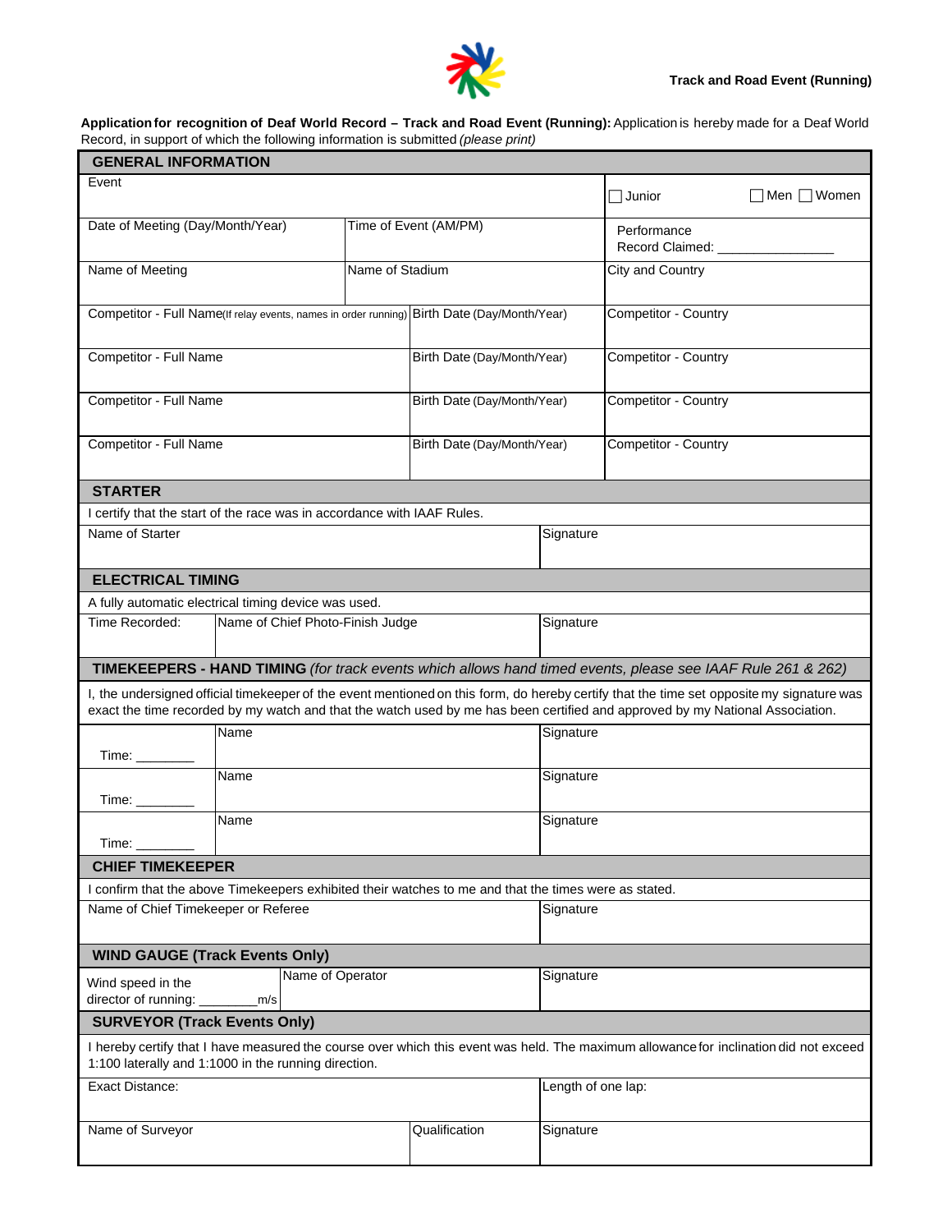**Track and Road Event (Running)**

**Application for recognition of Deaf World Record – Track and Road Event (Running):** Application is hereby made for a Deaf World Record, in support of which the following information is submitted *(please print)*

## GENERAL INFORMATION

| | | |
|---|---|---|
| Event | | ☐ Junior ☐ Men ☐ Women |
| Date of Meeting (Day/Month/Year) | Time of Event (AM/PM) | Performance Record Claimed: _______________ |
| Name of Meeting | Name of Stadium | City and Country |
| Competitor - Full Name (If relay events, names in order running) | Birth Date (Day/Month/Year) | Competitor - Country |
| Competitor - Full Name | Birth Date (Day/Month/Year) | Competitor - Country |
| Competitor - Full Name | Birth Date (Day/Month/Year) | Competitor - Country |
| Competitor - Full Name | Birth Date (Day/Month/Year) | Competitor - Country |

## STARTER

I certify that the start of the race was in accordance with IAAF Rules.

| | |
|---|---|
| Name of Starter | Signature |

## ELECTRICAL TIMING

A fully automatic electrical timing device was used.

| | | |
|---|---|---|
| Time Recorded: | Name of Chief Photo-Finish Judge | Signature |

## TIMEKEEPERS - HAND TIMING *(for track events which allows hand timed events, please see IAAF Rule 261 & 262)*

I, the undersigned official timekeeper of the event mentioned on this form, do hereby certify that the time set opposite my signature was exact the time recorded by my watch and that the watch used by me has been certified and approved by my National Association.

| | | |
|---|---|---|
| Time: ________ | Name | Signature |
| Time: ________ | Name | Signature |
| Time: ________ | Name | Signature |

## CHIEF TIMEKEEPER

I confirm that the above Timekeepers exhibited their watches to me and that the times were as stated.

| | |
|---|---|
| Name of Chief Timekeeper or Referee | Signature |

## WIND GAUGE (Track Events Only)

| | | |
|---|---|---|
| Wind speed in the director of running: ________m/s | Name of Operator | Signature |

## SURVEYOR (Track Events Only)

I hereby certify that I have measured the course over which this event was held. The maximum allowance for inclination did not exceed 1:100 laterally and 1:1000 in the running direction.

| | | |
|---|---|---|
| Exact Distance: | | Length of one lap: |
| Name of Surveyor | Qualification | Signature |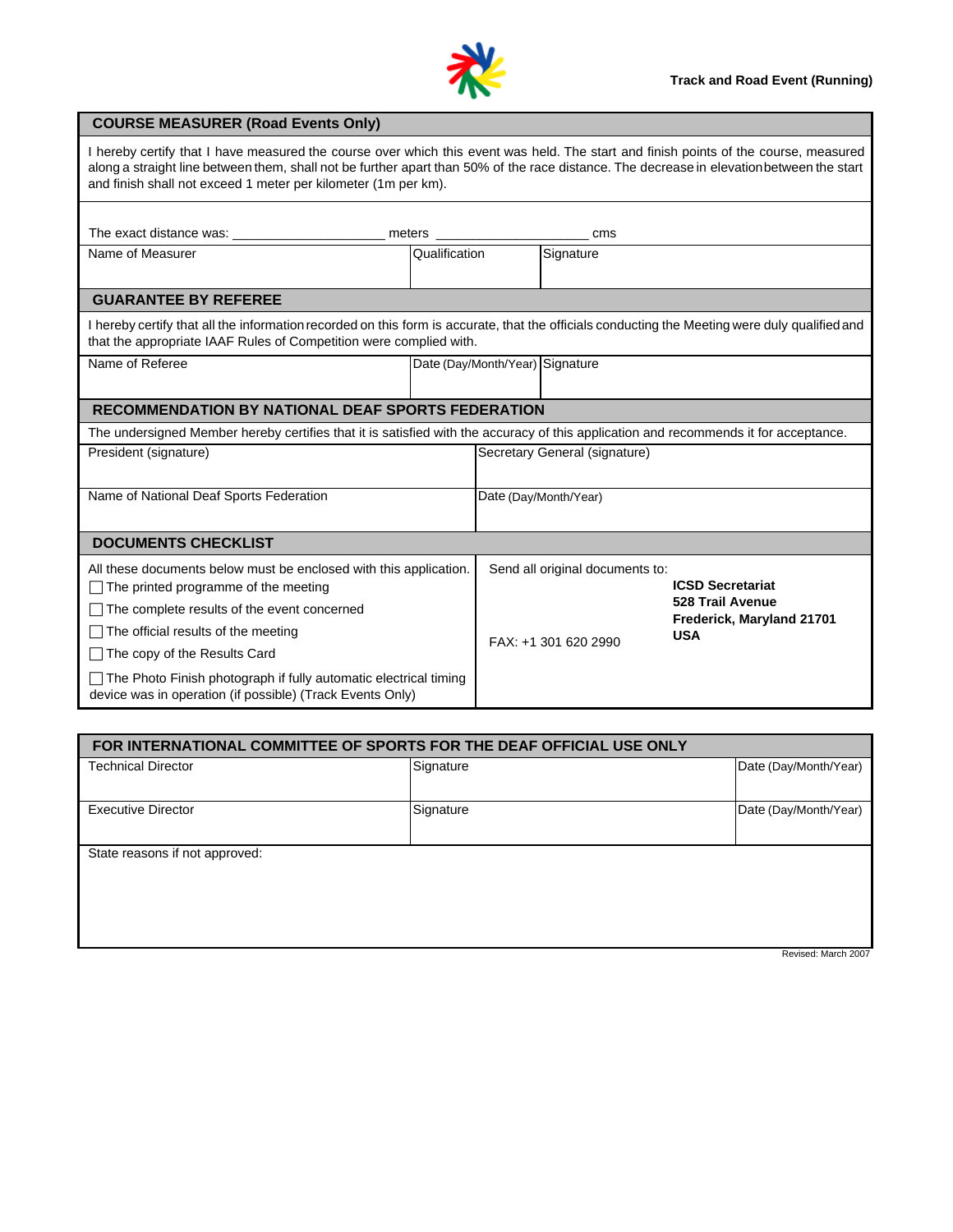**Track and Road Event (Running)**

## COURSE MEASURER (Road Events Only)

I hereby certify that I have measured the course over which this event was held. The start and finish points of the course, measured along a straight line between them, shall not be further apart than 50% of the race distance. The decrease in elevation between the start and finish shall not exceed 1 meter per kilometer (1m per km).

The exact distance was: ____________________ meters ____________________ cms

| Name of Measurer | Qualification | Signature |
|---|---|---|
| | | |

## GUARANTEE BY REFEREE

I hereby certify that all the information recorded on this form is accurate, that the officials conducting the Meeting were duly qualified and that the appropriate IAAF Rules of Competition were complied with.

| Name of Referee | Date (Day/Month/Year) | Signature |
|---|---|---|
| | | |

## RECOMMENDATION BY NATIONAL DEAF SPORTS FEDERATION

The undersigned Member hereby certifies that it is satisfied with the accuracy of this application and recommends it for acceptance.

| | |
|---|---|
| President (signature) | Secretary General (signature) |
| Name of National Deaf Sports Federation | Date (Day/Month/Year) |

## DOCUMENTS CHECKLIST

All these documents below must be enclosed with this application.

- ☐ The printed programme of the meeting
- ☐ The complete results of the event concerned
- ☐ The official results of the meeting
- ☐ The copy of the Results Card
- ☐ The Photo Finish photograph if fully automatic electrical timing device was in operation (if possible) (Track Events Only)

Send all original documents to:

**ICSD Secretariat**
**528 Trail Avenue**
**Frederick, Maryland 21701**
**USA**

FAX: +1 301 620 2990

## FOR INTERNATIONAL COMMITTEE OF SPORTS FOR THE DEAF OFFICIAL USE ONLY

| | | |
|---|---|---|
| Technical Director | Signature | Date (Day/Month/Year) |
| Executive Director | Signature | Date (Day/Month/Year) |

State reasons if not approved:

Revised: March 2007